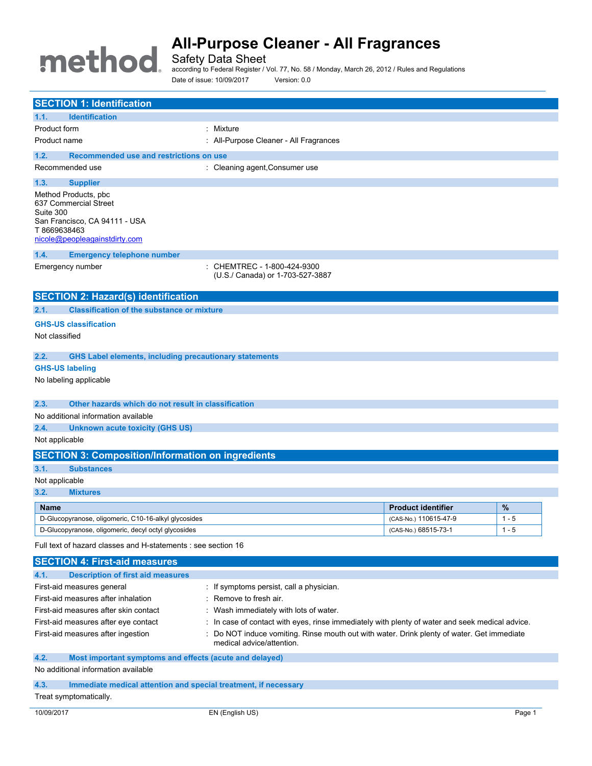# All-Purpose Cleaner - All Fragrances

Safety Data Sheet

according to Federal Register / Vol. 77, No. 58 / Monday, March 26, 2012 / Rules and Regulations

Date of issue: 10/09/2017 Version: 0.0

## SECTION 1: Identification

### 1.1. Identification

| | |
|---|---|
| Product form | : Mixture |
| Product name | : All-Purpose Cleaner - All Fragrances |

### 1.2. Recommended use and restrictions on use

| | |
|---|---|
| Recommended use | : Cleaning agent,Consumer use |

### 1.3. Supplier

Method Products, pbc
637 Commercial Street
Suite 300
San Francisco, CA 94111 - USA
T 8669638463
nicole@peopleagainstdirty.com

### 1.4. Emergency telephone number

| | |
|---|---|
| Emergency number | : CHEMTREC - 1-800-424-9300 (U.S./ Canada) or 1-703-527-3887 |

## SECTION 2: Hazard(s) identification

### 2.1. Classification of the substance or mixture

**GHS-US classification**

Not classified

### 2.2. GHS Label elements, including precautionary statements

**GHS-US labeling**

No labeling applicable

### 2.3. Other hazards which do not result in classification

No additional information available

### 2.4. Unknown acute toxicity (GHS US)

Not applicable

## SECTION 3: Composition/Information on ingredients

### 3.1. Substances

Not applicable

### 3.2. Mixtures

| Name | Product identifier | % |
|---|---|---|
| D-Glucopyranose, oligomeric, C10-16-alkyl glycosides | (CAS-No.) 110615-47-9 | 1 - 5 |
| D-Glucopyranose, oligomeric, decyl octyl glycosides | (CAS-No.) 68515-73-1 | 1 - 5 |

Full text of hazard classes and H-statements : see section 16

## SECTION 4: First-aid measures

### 4.1. Description of first aid measures

| | |
|---|---|
| First-aid measures general | : If symptoms persist, call a physician. |
| First-aid measures after inhalation | : Remove to fresh air. |
| First-aid measures after skin contact | : Wash immediately with lots of water. |
| First-aid measures after eye contact | : In case of contact with eyes, rinse immediately with plenty of water and seek medical advice. |
| First-aid measures after ingestion | : Do NOT induce vomiting. Rinse mouth out with water. Drink plenty of water. Get immediate medical advice/attention. |

### 4.2. Most important symptoms and effects (acute and delayed)

No additional information available

### 4.3. Immediate medical attention and special treatment, if necessary

Treat symptomatically.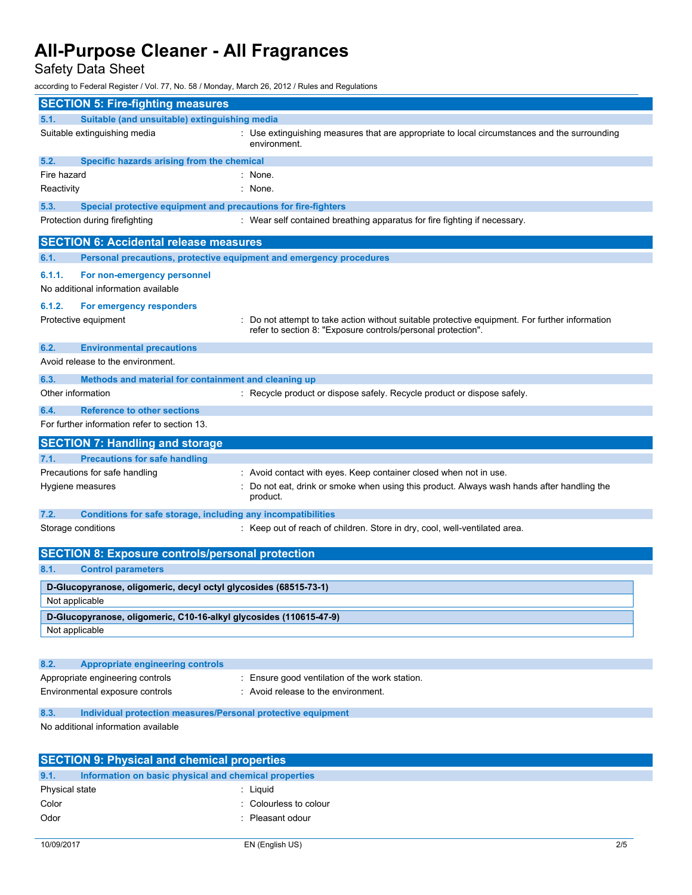## SECTION 5: Fire-fighting measures

### 5.1. Suitable (and unsuitable) extinguishing media

Suitable extinguishing media : Use extinguishing measures that are appropriate to local circumstances and the surrounding environment.

### 5.2. Specific hazards arising from the chemical

Fire hazard : None.

Reactivity : None.

### 5.3. Special protective equipment and precautions for fire-fighters

Protection during firefighting : Wear self contained breathing apparatus for fire fighting if necessary.

## SECTION 6: Accidental release measures

### 6.1. Personal precautions, protective equipment and emergency procedures

#### 6.1.1. For non-emergency personnel

No additional information available

#### 6.1.2. For emergency responders

Protective equipment : Do not attempt to take action without suitable protective equipment. For further information refer to section 8: "Exposure controls/personal protection".

### 6.2. Environmental precautions

Avoid release to the environment.

### 6.3. Methods and material for containment and cleaning up

Other information : Recycle product or dispose safely. Recycle product or dispose safely.

### 6.4. Reference to other sections

For further information refer to section 13.

## SECTION 7: Handling and storage

### 7.1. Precautions for safe handling

Precautions for safe handling : Avoid contact with eyes. Keep container closed when not in use.

Hygiene measures : Do not eat, drink or smoke when using this product. Always wash hands after handling the product.

### 7.2. Conditions for safe storage, including any incompatibilities

Storage conditions : Keep out of reach of children. Store in dry, cool, well-ventilated area.

## SECTION 8: Exposure controls/personal protection

### 8.1. Control parameters

| D-Glucopyranose, oligomeric, decyl octyl glycosides (68515-73-1) |
|---|
| Not applicable |

| D-Glucopyranose, oligomeric, C10-16-alkyl glycosides (110615-47-9) |
|---|
| Not applicable |

### 8.2. Appropriate engineering controls

Appropriate engineering controls : Ensure good ventilation of the work station.

Environmental exposure controls : Avoid release to the environment.

### 8.3. Individual protection measures/Personal protective equipment

No additional information available

## SECTION 9: Physical and chemical properties

### 9.1. Information on basic physical and chemical properties

Physical state : Liquid

Color : Colourless to colour

Odor : Pleasant odour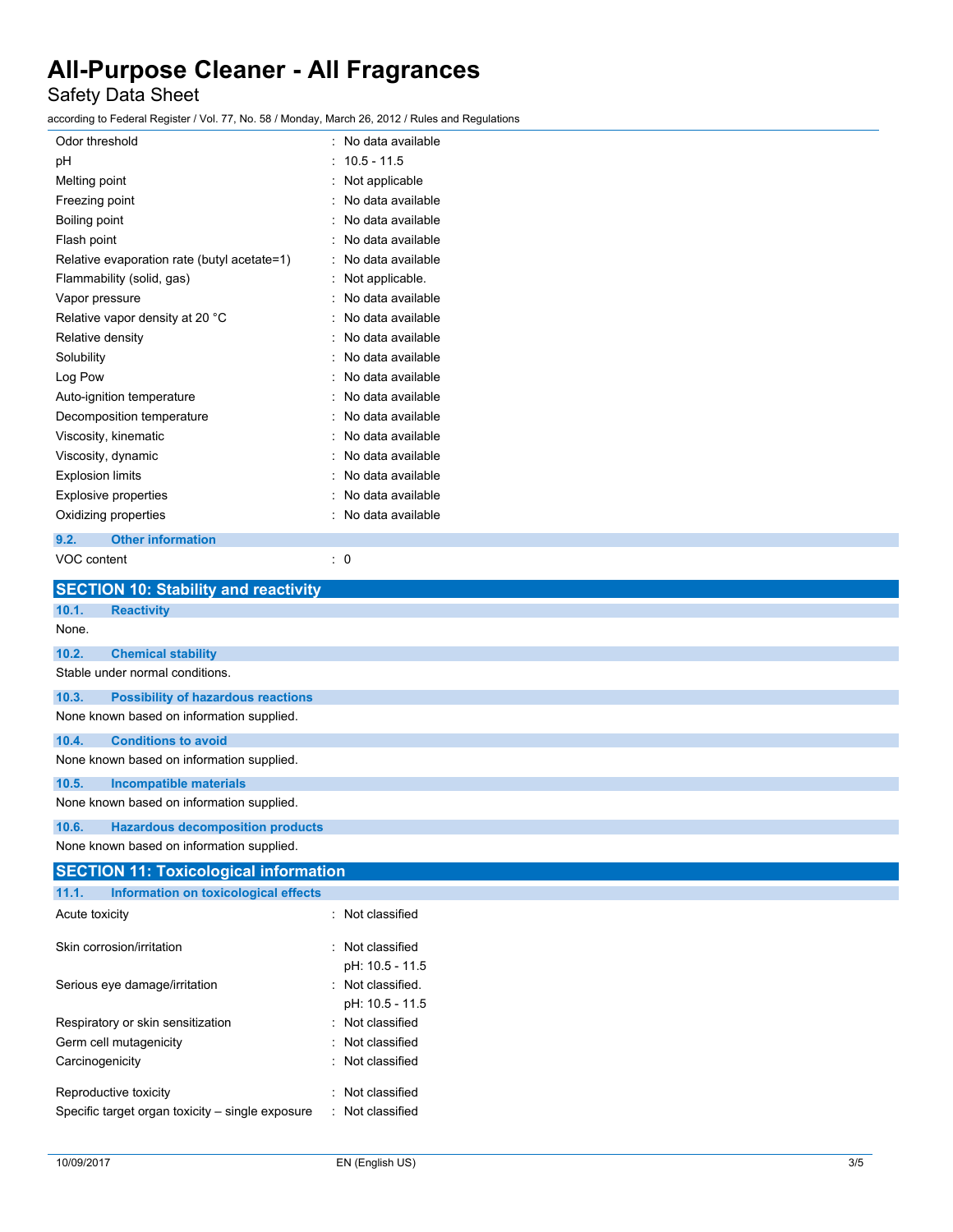| Property | Value |
|---|---|
| Odor threshold | : No data available |
| pH | : 10.5 - 11.5 |
| Melting point | : Not applicable |
| Freezing point | : No data available |
| Boiling point | : No data available |
| Flash point | : No data available |
| Relative evaporation rate (butyl acetate=1) | : No data available |
| Flammability (solid, gas) | : Not applicable. |
| Vapor pressure | : No data available |
| Relative vapor density at 20 °C | : No data available |
| Relative density | : No data available |
| Solubility | : No data available |
| Log Pow | : No data available |
| Auto-ignition temperature | : No data available |
| Decomposition temperature | : No data available |
| Viscosity, kinematic | : No data available |
| Viscosity, dynamic | : No data available |
| Explosion limits | : No data available |
| Explosive properties | : No data available |
| Oxidizing properties | : No data available |

### 9.2. Other information

| Property | Value |
|---|---|
| VOC content | : 0 |

## SECTION 10: Stability and reactivity

### 10.1. Reactivity

None.

### 10.2. Chemical stability

Stable under normal conditions.

### 10.3. Possibility of hazardous reactions

None known based on information supplied.

### 10.4. Conditions to avoid

None known based on information supplied.

### 10.5. Incompatible materials

None known based on information supplied.

### 10.6. Hazardous decomposition products

None known based on information supplied.

## SECTION 11: Toxicological information

### 11.1. Information on toxicological effects

| Effect | Classification |
|---|---|
| Acute toxicity | : Not classified |
| Skin corrosion/irritation | : Not classified<br>pH: 10.5 - 11.5 |
| Serious eye damage/irritation | : Not classified.<br>pH: 10.5 - 11.5 |
| Respiratory or skin sensitization | : Not classified |
| Germ cell mutagenicity | : Not classified |
| Carcinogenicity | : Not classified |
| Reproductive toxicity | : Not classified |
| Specific target organ toxicity – single exposure | : Not classified |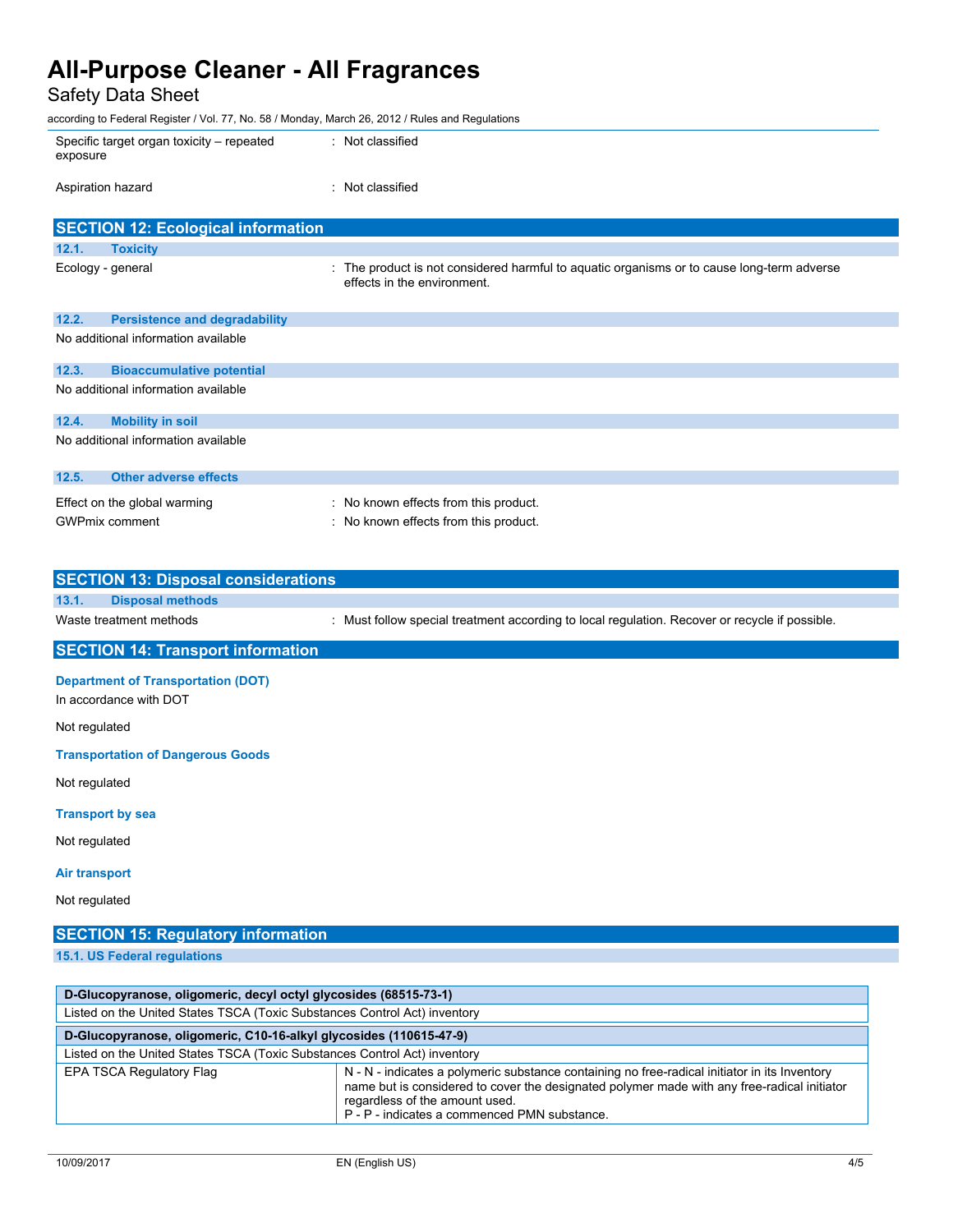| | |
|---|---|
| Specific target organ toxicity – repeated exposure | : Not classified |
| Aspiration hazard | : Not classified |

## SECTION 12: Ecological information

### 12.1. Toxicity

| | |
|---|---|
| Ecology - general | : The product is not considered harmful to aquatic organisms or to cause long-term adverse effects in the environment. |

### 12.2. Persistence and degradability

No additional information available

### 12.3. Bioaccumulative potential

No additional information available

### 12.4. Mobility in soil

No additional information available

### 12.5. Other adverse effects

| | |
|---|---|
| Effect on the global warming | : No known effects from this product. |
| GWPmix comment | : No known effects from this product. |

## SECTION 13: Disposal considerations

### 13.1. Disposal methods

| | |
|---|---|
| Waste treatment methods | : Must follow special treatment according to local regulation. Recover or recycle if possible. |

## SECTION 14: Transport information

**Department of Transportation (DOT)**

In accordance with DOT

Not regulated

**Transportation of Dangerous Goods**

Not regulated

**Transport by sea**

Not regulated

**Air transport**

Not regulated

## SECTION 15: Regulatory information

### 15.1. US Federal regulations

| **D-Glucopyranose, oligomeric, decyl octyl glycosides (68515-73-1)** | |
|---|---|
| Listed on the United States TSCA (Toxic Substances Control Act) inventory | |

| **D-Glucopyranose, oligomeric, C10-16-alkyl glycosides (110615-47-9)** | |
|---|---|
| Listed on the United States TSCA (Toxic Substances Control Act) inventory | |
| EPA TSCA Regulatory Flag | N - N - indicates a polymeric substance containing no free-radical initiator in its Inventory name but is considered to cover the designated polymer made with any free-radical initiator regardless of the amount used.<br>P - P - indicates a commenced PMN substance. |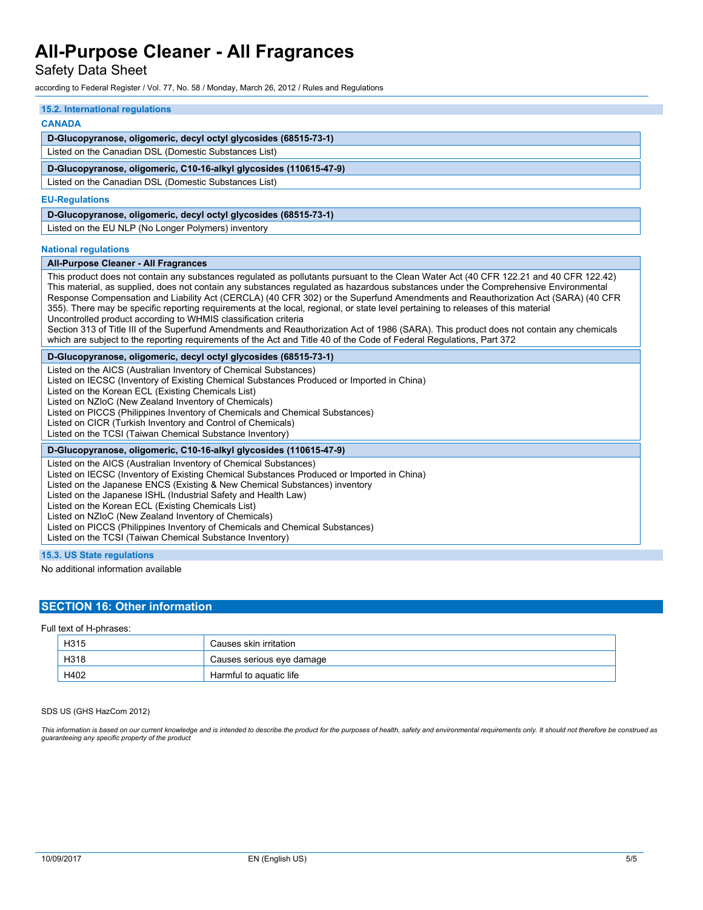### 15.2. International regulations

**CANADA**

| D-Glucopyranose, oligomeric, decyl octyl glycosides (68515-73-1) |
|---|
| Listed on the Canadian DSL (Domestic Substances List) |

| D-Glucopyranose, oligomeric, C10-16-alkyl glycosides (110615-47-9) |
|---|
| Listed on the Canadian DSL (Domestic Substances List) |

**EU-Regulations**

| D-Glucopyranose, oligomeric, decyl octyl glycosides (68515-73-1) |
|---|
| Listed on the EU NLP (No Longer Polymers) inventory |

**National regulations**

| All-Purpose Cleaner - All Fragrances |
|---|
| This product does not contain any substances regulated as pollutants pursuant to the Clean Water Act (40 CFR 122.21 and 40 CFR 122.42) This material, as supplied, does not contain any substances regulated as hazardous substances under the Comprehensive Environmental Response Compensation and Liability Act (CERCLA) (40 CFR 302) or the Superfund Amendments and Reauthorization Act (SARA) (40 CFR 355). There may be specific reporting requirements at the local, regional, or state level pertaining to releases of this material<br>Uncontrolled product according to WHMIS classification criteria<br>Section 313 of Title III of the Superfund Amendments and Reauthorization Act of 1986 (SARA). This product does not contain any chemicals which are subject to the reporting requirements of the Act and Title 40 of the Code of Federal Regulations, Part 372 |

| D-Glucopyranose, oligomeric, decyl octyl glycosides (68515-73-1) |
|---|
| Listed on the AICS (Australian Inventory of Chemical Substances)<br>Listed on IECSC (Inventory of Existing Chemical Substances Produced or Imported in China)<br>Listed on the Korean ECL (Existing Chemicals List)<br>Listed on NZIoC (New Zealand Inventory of Chemicals)<br>Listed on PICCS (Philippines Inventory of Chemicals and Chemical Substances)<br>Listed on CICR (Turkish Inventory and Control of Chemicals)<br>Listed on the TCSI (Taiwan Chemical Substance Inventory) |

| D-Glucopyranose, oligomeric, C10-16-alkyl glycosides (110615-47-9) |
|---|
| Listed on the AICS (Australian Inventory of Chemical Substances)<br>Listed on IECSC (Inventory of Existing Chemical Substances Produced or Imported in China)<br>Listed on the Japanese ENCS (Existing & New Chemical Substances) inventory<br>Listed on the Japanese ISHL (Industrial Safety and Health Law)<br>Listed on the Korean ECL (Existing Chemicals List)<br>Listed on NZIoC (New Zealand Inventory of Chemicals)<br>Listed on PICCS (Philippines Inventory of Chemicals and Chemical Substances)<br>Listed on the TCSI (Taiwan Chemical Substance Inventory) |

### 15.3. US State regulations

No additional information available

## SECTION 16: Other information

Full text of H-phrases:

| | |
|---|---|
| H315 | Causes skin irritation |
| H318 | Causes serious eye damage |
| H402 | Harmful to aquatic life |

SDS US (GHS HazCom 2012)

*This information is based on our current knowledge and is intended to describe the product for the purposes of health, safety and environmental requirements only. It should not therefore be construed as guaranteeing any specific property of the product*